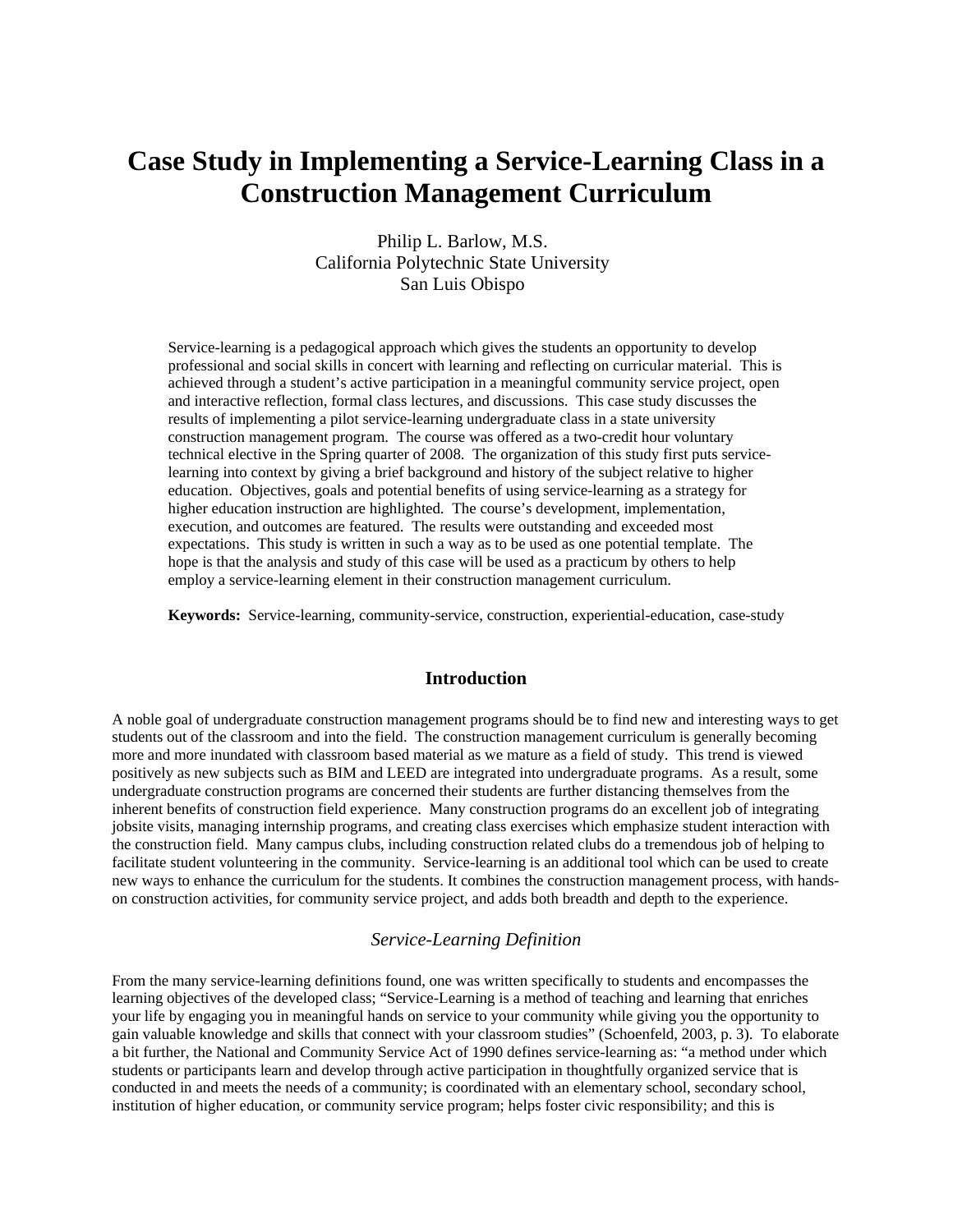# Case Study in Implementing a Service-Learning Class in a Construction Management Curriculum

Philip L. Barlow, M.S.
California Polytechnic State University
San Luis Obispo

Service-learning is a pedagogical approach which gives the students an opportunity to develop professional and social skills in concert with learning and reflecting on curricular material. This is achieved through a student's active participation in a meaningful community service project, open and interactive reflection, formal class lectures, and discussions. This case study discusses the results of implementing a pilot service-learning undergraduate class in a state university construction management program. The course was offered as a two-credit hour voluntary technical elective in the Spring quarter of 2008. The organization of this study first puts service-learning into context by giving a brief background and history of the subject relative to higher education. Objectives, goals and potential benefits of using service-learning as a strategy for higher education instruction are highlighted. The course's development, implementation, execution, and outcomes are featured. The results were outstanding and exceeded most expectations. This study is written in such a way as to be used as one potential template. The hope is that the analysis and study of this case will be used as a practicum by others to help employ a service-learning element in their construction management curriculum.

**Keywords:** Service-learning, community-service, construction, experiential-education, case-study

## Introduction

A noble goal of undergraduate construction management programs should be to find new and interesting ways to get students out of the classroom and into the field. The construction management curriculum is generally becoming more and more inundated with classroom based material as we mature as a field of study. This trend is viewed positively as new subjects such as BIM and LEED are integrated into undergraduate programs. As a result, some undergraduate construction programs are concerned their students are further distancing themselves from the inherent benefits of construction field experience. Many construction programs do an excellent job of integrating jobsite visits, managing internship programs, and creating class exercises which emphasize student interaction with the construction field. Many campus clubs, including construction related clubs do a tremendous job of helping to facilitate student volunteering in the community. Service-learning is an additional tool which can be used to create new ways to enhance the curriculum for the students. It combines the construction management process, with hands-on construction activities, for community service project, and adds both breadth and depth to the experience.

### *Service-Learning Definition*

From the many service-learning definitions found, one was written specifically to students and encompasses the learning objectives of the developed class; "Service-Learning is a method of teaching and learning that enriches your life by engaging you in meaningful hands on service to your community while giving you the opportunity to gain valuable knowledge and skills that connect with your classroom studies" (Schoenfeld, 2003, p. 3). To elaborate a bit further, the National and Community Service Act of 1990 defines service-learning as: "a method under which students or participants learn and develop through active participation in thoughtfully organized service that is conducted in and meets the needs of a community; is coordinated with an elementary school, secondary school, institution of higher education, or community service program; helps foster civic responsibility; and this is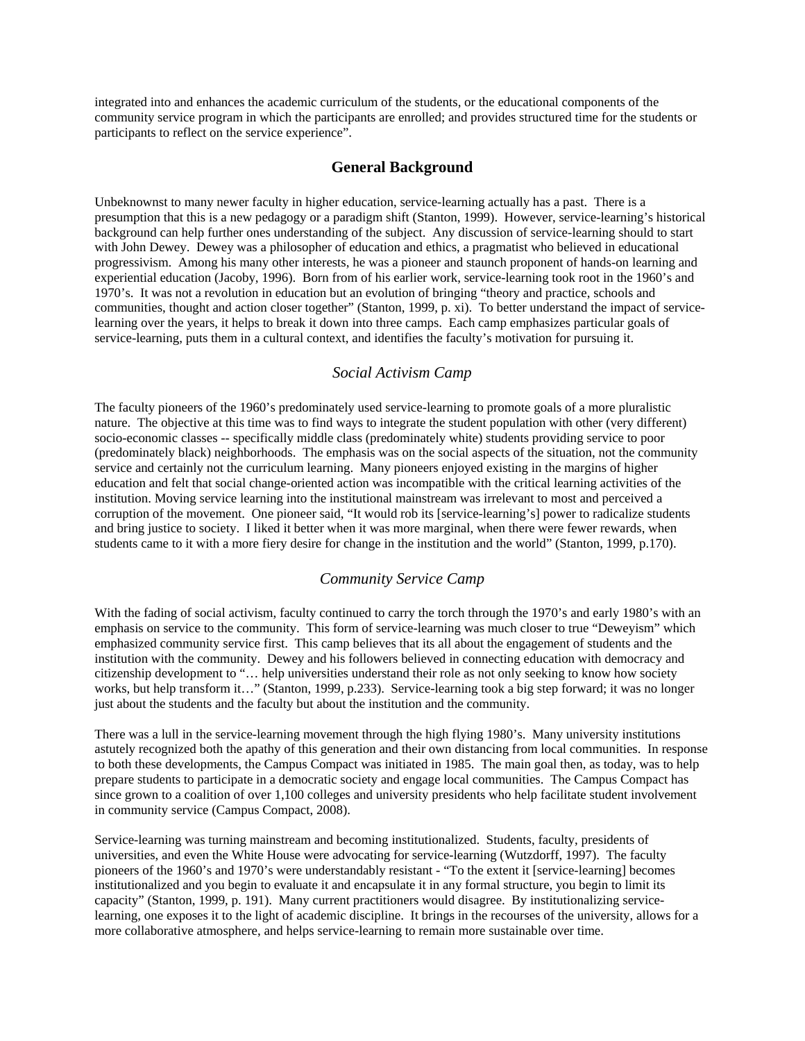integrated into and enhances the academic curriculum of the students, or the educational components of the community service program in which the participants are enrolled; and provides structured time for the students or participants to reflect on the service experience".

## General Background

Unbeknownst to many newer faculty in higher education, service-learning actually has a past. There is a presumption that this is a new pedagogy or a paradigm shift (Stanton, 1999). However, service-learning's historical background can help further ones understanding of the subject. Any discussion of service-learning should to start with John Dewey. Dewey was a philosopher of education and ethics, a pragmatist who believed in educational progressivism. Among his many other interests, he was a pioneer and staunch proponent of hands-on learning and experiential education (Jacoby, 1996). Born from of his earlier work, service-learning took root in the 1960's and 1970's. It was not a revolution in education but an evolution of bringing "theory and practice, schools and communities, thought and action closer together" (Stanton, 1999, p. xi). To better understand the impact of service-learning over the years, it helps to break it down into three camps. Each camp emphasizes particular goals of service-learning, puts them in a cultural context, and identifies the faculty's motivation for pursuing it.

### *Social Activism Camp*

The faculty pioneers of the 1960's predominately used service-learning to promote goals of a more pluralistic nature. The objective at this time was to find ways to integrate the student population with other (very different) socio-economic classes -- specifically middle class (predominately white) students providing service to poor (predominately black) neighborhoods. The emphasis was on the social aspects of the situation, not the community service and certainly not the curriculum learning. Many pioneers enjoyed existing in the margins of higher education and felt that social change-oriented action was incompatible with the critical learning activities of the institution. Moving service learning into the institutional mainstream was irrelevant to most and perceived a corruption of the movement. One pioneer said, "It would rob its [service-learning's] power to radicalize students and bring justice to society. I liked it better when it was more marginal, when there were fewer rewards, when students came to it with a more fiery desire for change in the institution and the world" (Stanton, 1999, p.170).

### *Community Service Camp*

With the fading of social activism, faculty continued to carry the torch through the 1970's and early 1980's with an emphasis on service to the community. This form of service-learning was much closer to true "Deweyism" which emphasized community service first. This camp believes that its all about the engagement of students and the institution with the community. Dewey and his followers believed in connecting education with democracy and citizenship development to "… help universities understand their role as not only seeking to know how society works, but help transform it…" (Stanton, 1999, p.233). Service-learning took a big step forward; it was no longer just about the students and the faculty but about the institution and the community.

There was a lull in the service-learning movement through the high flying 1980's. Many university institutions astutely recognized both the apathy of this generation and their own distancing from local communities. In response to both these developments, the Campus Compact was initiated in 1985. The main goal then, as today, was to help prepare students to participate in a democratic society and engage local communities. The Campus Compact has since grown to a coalition of over 1,100 colleges and university presidents who help facilitate student involvement in community service (Campus Compact, 2008).

Service-learning was turning mainstream and becoming institutionalized. Students, faculty, presidents of universities, and even the White House were advocating for service-learning (Wutzdorff, 1997). The faculty pioneers of the 1960's and 1970's were understandably resistant - "To the extent it [service-learning] becomes institutionalized and you begin to evaluate it and encapsulate it in any formal structure, you begin to limit its capacity" (Stanton, 1999, p. 191). Many current practitioners would disagree. By institutionalizing service-learning, one exposes it to the light of academic discipline. It brings in the recourses of the university, allows for a more collaborative atmosphere, and helps service-learning to remain more sustainable over time.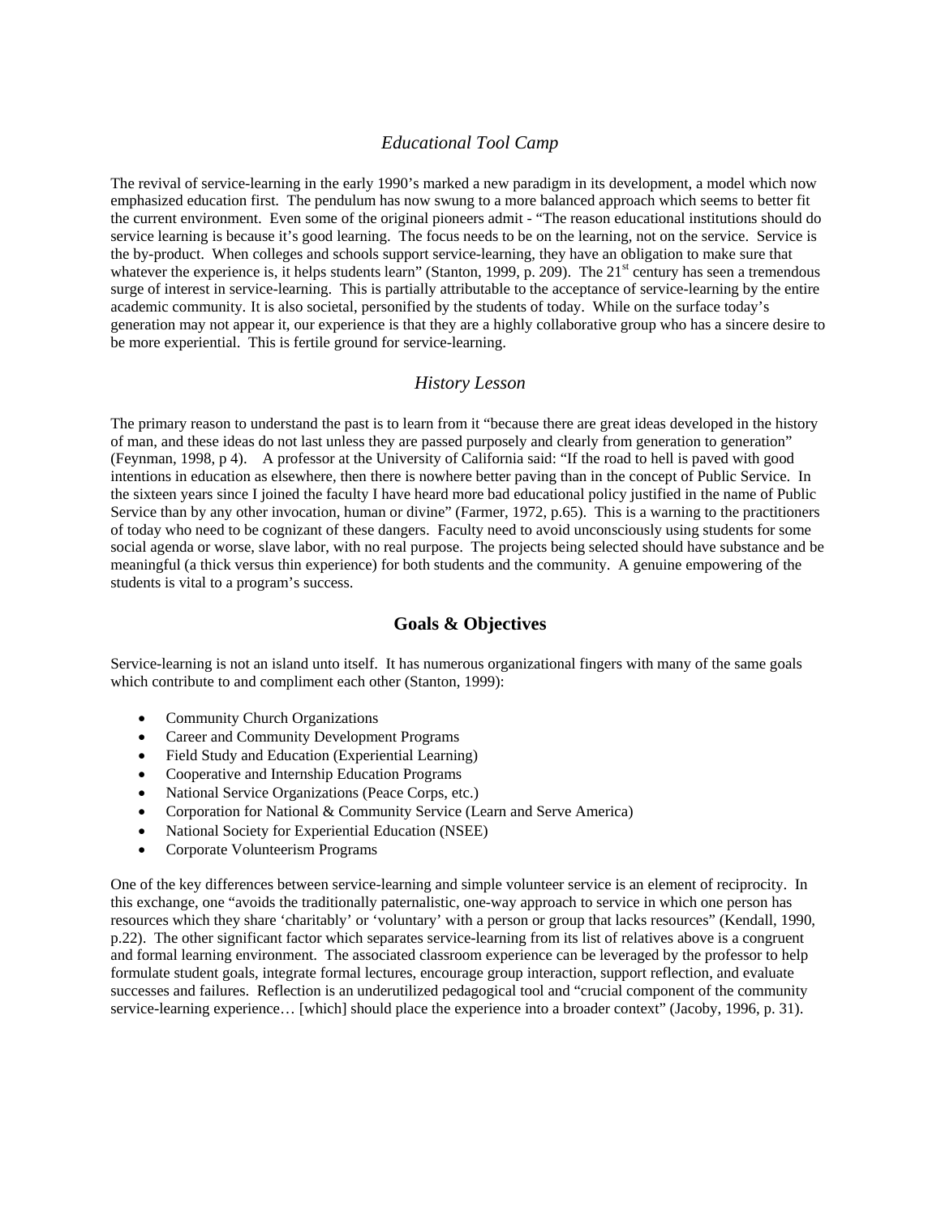### *Educational Tool Camp*

The revival of service-learning in the early 1990's marked a new paradigm in its development, a model which now emphasized education first. The pendulum has now swung to a more balanced approach which seems to better fit the current environment. Even some of the original pioneers admit - "The reason educational institutions should do service learning is because it's good learning. The focus needs to be on the learning, not on the service. Service is the by-product. When colleges and schools support service-learning, they have an obligation to make sure that whatever the experience is, it helps students learn" (Stanton, 1999, p. 209). The 21st century has seen a tremendous surge of interest in service-learning. This is partially attributable to the acceptance of service-learning by the entire academic community. It is also societal, personified by the students of today. While on the surface today's generation may not appear it, our experience is that they are a highly collaborative group who has a sincere desire to be more experiential. This is fertile ground for service-learning.

### *History Lesson*

The primary reason to understand the past is to learn from it "because there are great ideas developed in the history of man, and these ideas do not last unless they are passed purposely and clearly from generation to generation" (Feynman, 1998, p 4). A professor at the University of California said: "If the road to hell is paved with good intentions in education as elsewhere, then there is nowhere better paving than in the concept of Public Service. In the sixteen years since I joined the faculty I have heard more bad educational policy justified in the name of Public Service than by any other invocation, human or divine" (Farmer, 1972, p.65). This is a warning to the practitioners of today who need to be cognizant of these dangers. Faculty need to avoid unconsciously using students for some social agenda or worse, slave labor, with no real purpose. The projects being selected should have substance and be meaningful (a thick versus thin experience) for both students and the community. A genuine empowering of the students is vital to a program's success.

## Goals & Objectives

Service-learning is not an island unto itself. It has numerous organizational fingers with many of the same goals which contribute to and compliment each other (Stanton, 1999):

- Community Church Organizations
- Career and Community Development Programs
- Field Study and Education (Experiential Learning)
- Cooperative and Internship Education Programs
- National Service Organizations (Peace Corps, etc.)
- Corporation for National & Community Service (Learn and Serve America)
- National Society for Experiential Education (NSEE)
- Corporate Volunteerism Programs

One of the key differences between service-learning and simple volunteer service is an element of reciprocity. In this exchange, one "avoids the traditionally paternalistic, one-way approach to service in which one person has resources which they share 'charitably' or 'voluntary' with a person or group that lacks resources" (Kendall, 1990, p.22). The other significant factor which separates service-learning from its list of relatives above is a congruent and formal learning environment. The associated classroom experience can be leveraged by the professor to help formulate student goals, integrate formal lectures, encourage group interaction, support reflection, and evaluate successes and failures. Reflection is an underutilized pedagogical tool and "crucial component of the community service-learning experience… [which] should place the experience into a broader context" (Jacoby, 1996, p. 31).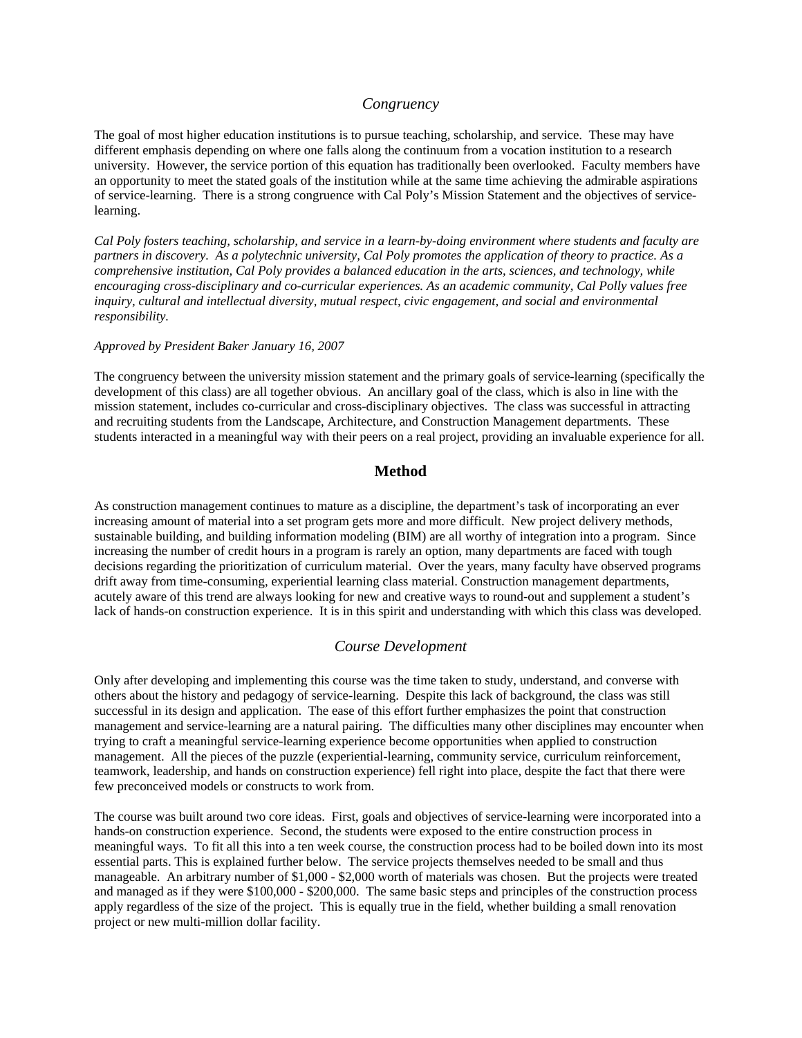### *Congruency*

The goal of most higher education institutions is to pursue teaching, scholarship, and service. These may have different emphasis depending on where one falls along the continuum from a vocation institution to a research university. However, the service portion of this equation has traditionally been overlooked. Faculty members have an opportunity to meet the stated goals of the institution while at the same time achieving the admirable aspirations of service-learning. There is a strong congruence with Cal Poly's Mission Statement and the objectives of service-learning.

*Cal Poly fosters teaching, scholarship, and service in a learn-by-doing environment where students and faculty are partners in discovery. As a polytechnic university, Cal Poly promotes the application of theory to practice. As a comprehensive institution, Cal Poly provides a balanced education in the arts, sciences, and technology, while encouraging cross-disciplinary and co-curricular experiences. As an academic community, Cal Polly values free inquiry, cultural and intellectual diversity, mutual respect, civic engagement, and social and environmental responsibility.*

*Approved by President Baker January 16, 2007*

The congruency between the university mission statement and the primary goals of service-learning (specifically the development of this class) are all together obvious. An ancillary goal of the class, which is also in line with the mission statement, includes co-curricular and cross-disciplinary objectives. The class was successful in attracting and recruiting students from the Landscape, Architecture, and Construction Management departments. These students interacted in a meaningful way with their peers on a real project, providing an invaluable experience for all.

## Method

As construction management continues to mature as a discipline, the department's task of incorporating an ever increasing amount of material into a set program gets more and more difficult. New project delivery methods, sustainable building, and building information modeling (BIM) are all worthy of integration into a program. Since increasing the number of credit hours in a program is rarely an option, many departments are faced with tough decisions regarding the prioritization of curriculum material. Over the years, many faculty have observed programs drift away from time-consuming, experiential learning class material. Construction management departments, acutely aware of this trend are always looking for new and creative ways to round-out and supplement a student's lack of hands-on construction experience. It is in this spirit and understanding with which this class was developed.

### *Course Development*

Only after developing and implementing this course was the time taken to study, understand, and converse with others about the history and pedagogy of service-learning. Despite this lack of background, the class was still successful in its design and application. The ease of this effort further emphasizes the point that construction management and service-learning are a natural pairing. The difficulties many other disciplines may encounter when trying to craft a meaningful service-learning experience become opportunities when applied to construction management. All the pieces of the puzzle (experiential-learning, community service, curriculum reinforcement, teamwork, leadership, and hands on construction experience) fell right into place, despite the fact that there were few preconceived models or constructs to work from.

The course was built around two core ideas. First, goals and objectives of service-learning were incorporated into a hands-on construction experience. Second, the students were exposed to the entire construction process in meaningful ways. To fit all this into a ten week course, the construction process had to be boiled down into its most essential parts. This is explained further below. The service projects themselves needed to be small and thus manageable. An arbitrary number of $1,000 - $2,000 worth of materials was chosen. But the projects were treated and managed as if they were $100,000 - $200,000. The same basic steps and principles of the construction process apply regardless of the size of the project. This is equally true in the field, whether building a small renovation project or new multi-million dollar facility.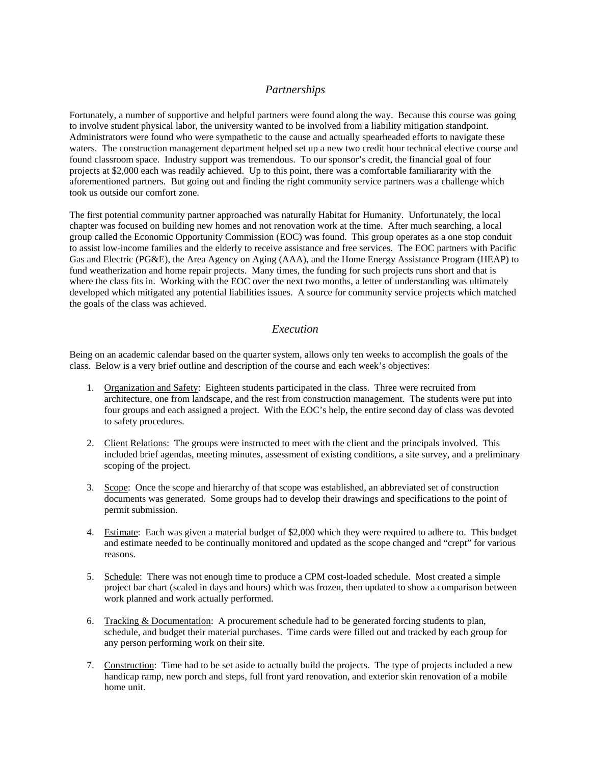## *Partnerships*

Fortunately, a number of supportive and helpful partners were found along the way. Because this course was going to involve student physical labor, the university wanted to be involved from a liability mitigation standpoint. Administrators were found who were sympathetic to the cause and actually spearheaded efforts to navigate these waters. The construction management department helped set up a new two credit hour technical elective course and found classroom space. Industry support was tremendous. To our sponsor's credit, the financial goal of four projects at $2,000 each was readily achieved. Up to this point, there was a comfortable familiararity with the aforementioned partners. But going out and finding the right community service partners was a challenge which took us outside our comfort zone.

The first potential community partner approached was naturally Habitat for Humanity. Unfortunately, the local chapter was focused on building new homes and not renovation work at the time. After much searching, a local group called the Economic Opportunity Commission (EOC) was found. This group operates as a one stop conduit to assist low-income families and the elderly to receive assistance and free services. The EOC partners with Pacific Gas and Electric (PG&E), the Area Agency on Aging (AAA), and the Home Energy Assistance Program (HEAP) to fund weatherization and home repair projects. Many times, the funding for such projects runs short and that is where the class fits in. Working with the EOC over the next two months, a letter of understanding was ultimately developed which mitigated any potential liabilities issues. A source for community service projects which matched the goals of the class was achieved.

## *Execution*

Being on an academic calendar based on the quarter system, allows only ten weeks to accomplish the goals of the class. Below is a very brief outline and description of the course and each week's objectives:

1. <u>Organization and Safety</u>: Eighteen students participated in the class. Three were recruited from architecture, one from landscape, and the rest from construction management. The students were put into four groups and each assigned a project. With the EOC's help, the entire second day of class was devoted to safety procedures.

2. <u>Client Relations</u>: The groups were instructed to meet with the client and the principals involved. This included brief agendas, meeting minutes, assessment of existing conditions, a site survey, and a preliminary scoping of the project.

3. <u>Scope</u>: Once the scope and hierarchy of that scope was established, an abbreviated set of construction documents was generated. Some groups had to develop their drawings and specifications to the point of permit submission.

4. <u>Estimate</u>: Each was given a material budget of $2,000 which they were required to adhere to. This budget and estimate needed to be continually monitored and updated as the scope changed and "crept" for various reasons.

5. <u>Schedule</u>: There was not enough time to produce a CPM cost-loaded schedule. Most created a simple project bar chart (scaled in days and hours) which was frozen, then updated to show a comparison between work planned and work actually performed.

6. <u>Tracking & Documentation</u>: A procurement schedule had to be generated forcing students to plan, schedule, and budget their material purchases. Time cards were filled out and tracked by each group for any person performing work on their site.

7. <u>Construction</u>: Time had to be set aside to actually build the projects. The type of projects included a new handicap ramp, new porch and steps, full front yard renovation, and exterior skin renovation of a mobile home unit.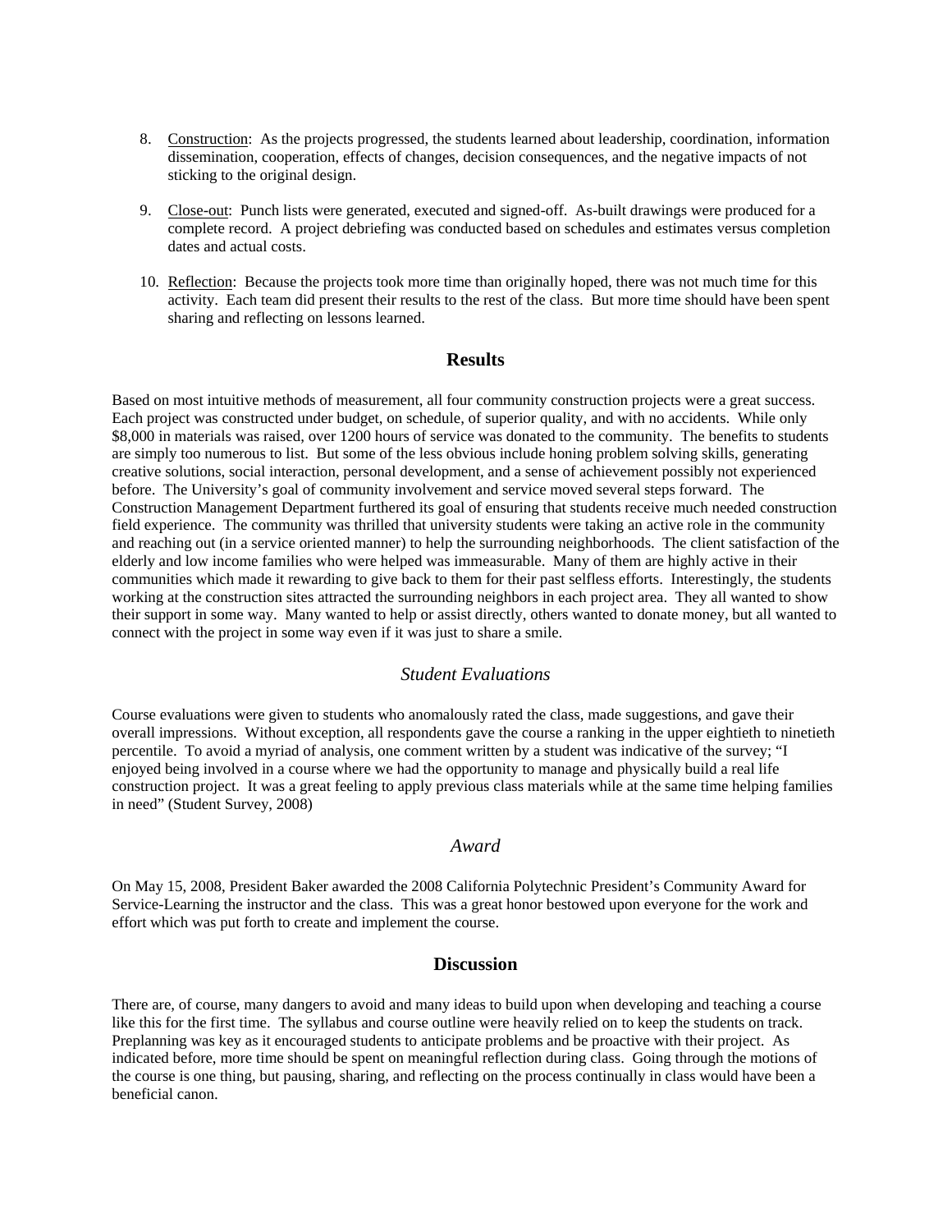8. <u>Construction</u>: As the projects progressed, the students learned about leadership, coordination, information dissemination, cooperation, effects of changes, decision consequences, and the negative impacts of not sticking to the original design.

9. <u>Close-out</u>: Punch lists were generated, executed and signed-off. As-built drawings were produced for a complete record. A project debriefing was conducted based on schedules and estimates versus completion dates and actual costs.

10. <u>Reflection</u>: Because the projects took more time than originally hoped, there was not much time for this activity. Each team did present their results to the rest of the class. But more time should have been spent sharing and reflecting on lessons learned.

## Results

Based on most intuitive methods of measurement, all four community construction projects were a great success. Each project was constructed under budget, on schedule, of superior quality, and with no accidents. While only $8,000 in materials was raised, over 1200 hours of service was donated to the community. The benefits to students are simply too numerous to list. But some of the less obvious include honing problem solving skills, generating creative solutions, social interaction, personal development, and a sense of achievement possibly not experienced before. The University's goal of community involvement and service moved several steps forward. The Construction Management Department furthered its goal of ensuring that students receive much needed construction field experience. The community was thrilled that university students were taking an active role in the community and reaching out (in a service oriented manner) to help the surrounding neighborhoods. The client satisfaction of the elderly and low income families who were helped was immeasurable. Many of them are highly active in their communities which made it rewarding to give back to them for their past selfless efforts. Interestingly, the students working at the construction sites attracted the surrounding neighbors in each project area. They all wanted to show their support in some way. Many wanted to help or assist directly, others wanted to donate money, but all wanted to connect with the project in some way even if it was just to share a smile.

### *Student Evaluations*

Course evaluations were given to students who anomalously rated the class, made suggestions, and gave their overall impressions. Without exception, all respondents gave the course a ranking in the upper eightieth to ninetieth percentile. To avoid a myriad of analysis, one comment written by a student was indicative of the survey; "I enjoyed being involved in a course where we had the opportunity to manage and physically build a real life construction project. It was a great feeling to apply previous class materials while at the same time helping families in need" (Student Survey, 2008)

### *Award*

On May 15, 2008, President Baker awarded the 2008 California Polytechnic President's Community Award for Service-Learning the instructor and the class. This was a great honor bestowed upon everyone for the work and effort which was put forth to create and implement the course.

## Discussion

There are, of course, many dangers to avoid and many ideas to build upon when developing and teaching a course like this for the first time. The syllabus and course outline were heavily relied on to keep the students on track. Preplanning was key as it encouraged students to anticipate problems and be proactive with their project. As indicated before, more time should be spent on meaningful reflection during class. Going through the motions of the course is one thing, but pausing, sharing, and reflecting on the process continually in class would have been a beneficial canon.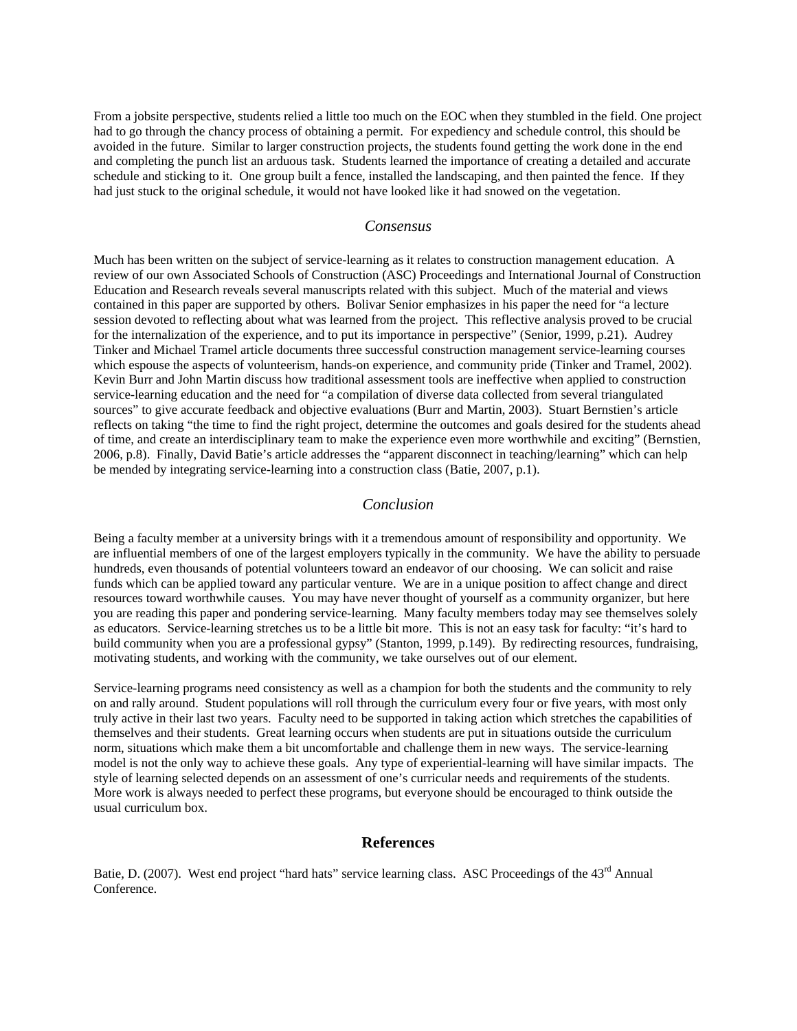From a jobsite perspective, students relied a little too much on the EOC when they stumbled in the field. One project had to go through the chancy process of obtaining a permit. For expediency and schedule control, this should be avoided in the future. Similar to larger construction projects, the students found getting the work done in the end and completing the punch list an arduous task. Students learned the importance of creating a detailed and accurate schedule and sticking to it. One group built a fence, installed the landscaping, and then painted the fence. If they had just stuck to the original schedule, it would not have looked like it had snowed on the vegetation.

## *Consensus*

Much has been written on the subject of service-learning as it relates to construction management education. A review of our own Associated Schools of Construction (ASC) Proceedings and International Journal of Construction Education and Research reveals several manuscripts related with this subject. Much of the material and views contained in this paper are supported by others. Bolivar Senior emphasizes in his paper the need for "a lecture session devoted to reflecting about what was learned from the project. This reflective analysis proved to be crucial for the internalization of the experience, and to put its importance in perspective" (Senior, 1999, p.21). Audrey Tinker and Michael Tramel article documents three successful construction management service-learning courses which espouse the aspects of volunteerism, hands-on experience, and community pride (Tinker and Tramel, 2002). Kevin Burr and John Martin discuss how traditional assessment tools are ineffective when applied to construction service-learning education and the need for "a compilation of diverse data collected from several triangulated sources" to give accurate feedback and objective evaluations (Burr and Martin, 2003). Stuart Bernstien's article reflects on taking "the time to find the right project, determine the outcomes and goals desired for the students ahead of time, and create an interdisciplinary team to make the experience even more worthwhile and exciting" (Bernstien, 2006, p.8). Finally, David Batie's article addresses the "apparent disconnect in teaching/learning" which can help be mended by integrating service-learning into a construction class (Batie, 2007, p.1).

## *Conclusion*

Being a faculty member at a university brings with it a tremendous amount of responsibility and opportunity. We are influential members of one of the largest employers typically in the community. We have the ability to persuade hundreds, even thousands of potential volunteers toward an endeavor of our choosing. We can solicit and raise funds which can be applied toward any particular venture. We are in a unique position to affect change and direct resources toward worthwhile causes. You may have never thought of yourself as a community organizer, but here you are reading this paper and pondering service-learning. Many faculty members today may see themselves solely as educators. Service-learning stretches us to be a little bit more. This is not an easy task for faculty: "it's hard to build community when you are a professional gypsy" (Stanton, 1999, p.149). By redirecting resources, fundraising, motivating students, and working with the community, we take ourselves out of our element.

Service-learning programs need consistency as well as a champion for both the students and the community to rely on and rally around. Student populations will roll through the curriculum every four or five years, with most only truly active in their last two years. Faculty need to be supported in taking action which stretches the capabilities of themselves and their students. Great learning occurs when students are put in situations outside the curriculum norm, situations which make them a bit uncomfortable and challenge them in new ways. The service-learning model is not the only way to achieve these goals. Any type of experiential-learning will have similar impacts. The style of learning selected depends on an assessment of one's curricular needs and requirements of the students. More work is always needed to perfect these programs, but everyone should be encouraged to think outside the usual curriculum box.

## **References**

Batie, D. (2007). West end project "hard hats" service learning class. ASC Proceedings of the 43rd Annual Conference.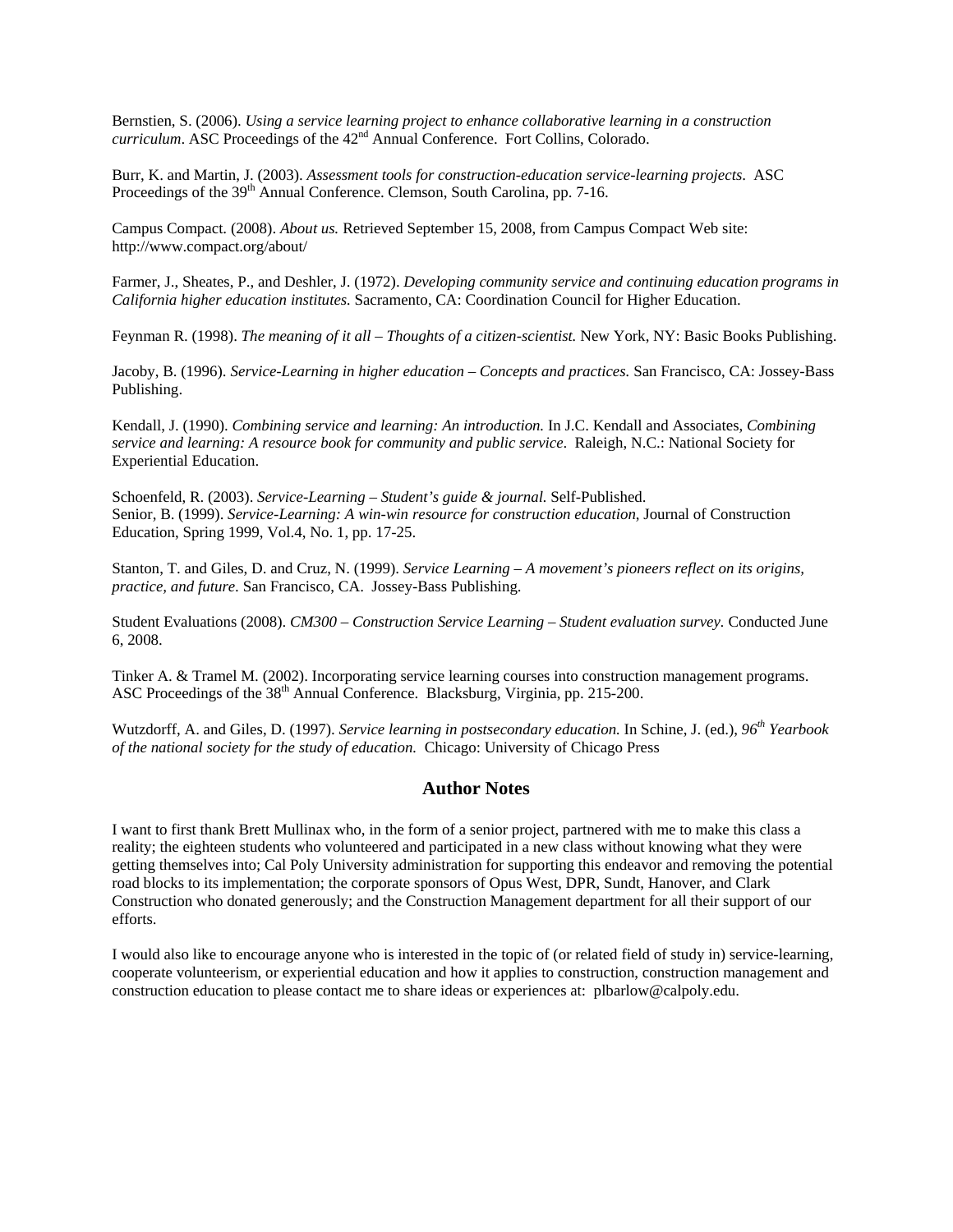Bernstien, S. (2006). *Using a service learning project to enhance collaborative learning in a construction curriculum*. ASC Proceedings of the 42nd Annual Conference. Fort Collins, Colorado.

Burr, K. and Martin, J. (2003). *Assessment tools for construction-education service-learning projects.* ASC Proceedings of the 39th Annual Conference. Clemson, South Carolina, pp. 7-16.

Campus Compact. (2008). *About us.* Retrieved September 15, 2008, from Campus Compact Web site: http://www.compact.org/about/

Farmer, J., Sheates, P., and Deshler, J. (1972). *Developing community service and continuing education programs in California higher education institutes.* Sacramento, CA: Coordination Council for Higher Education.

Feynman R. (1998). *The meaning of it all – Thoughts of a citizen-scientist.* New York, NY: Basic Books Publishing.

Jacoby, B. (1996). *Service-Learning in higher education – Concepts and practices.* San Francisco, CA: Jossey-Bass Publishing.

Kendall, J. (1990). *Combining service and learning: An introduction.* In J.C. Kendall and Associates, *Combining service and learning: A resource book for community and public service*. Raleigh, N.C.: National Society for Experiential Education.

Schoenfeld, R. (2003). *Service-Learning – Student's guide & journal.* Self-Published.
Senior, B. (1999). *Service-Learning: A win-win resource for construction education*, Journal of Construction Education, Spring 1999, Vol.4, No. 1, pp. 17-25.

Stanton, T. and Giles, D. and Cruz, N. (1999). *Service Learning – A movement's pioneers reflect on its origins, practice, and future*. San Francisco, CA. Jossey-Bass Publishing.

Student Evaluations (2008). *CM300 – Construction Service Learning – Student evaluation survey.* Conducted June 6, 2008.

Tinker A. & Tramel M. (2002). Incorporating service learning courses into construction management programs. ASC Proceedings of the 38th Annual Conference. Blacksburg, Virginia, pp. 215-200.

Wutzdorff, A. and Giles, D. (1997). *Service learning in postsecondary education.* In Schine, J. (ed.), *96th Yearbook of the national society for the study of education.* Chicago: University of Chicago Press

## Author Notes

I want to first thank Brett Mullinax who, in the form of a senior project, partnered with me to make this class a reality; the eighteen students who volunteered and participated in a new class without knowing what they were getting themselves into; Cal Poly University administration for supporting this endeavor and removing the potential road blocks to its implementation; the corporate sponsors of Opus West, DPR, Sundt, Hanover, and Clark Construction who donated generously; and the Construction Management department for all their support of our efforts.

I would also like to encourage anyone who is interested in the topic of (or related field of study in) service-learning, cooperate volunteerism, or experiential education and how it applies to construction, construction management and construction education to please contact me to share ideas or experiences at: plbarlow@calpoly.edu.